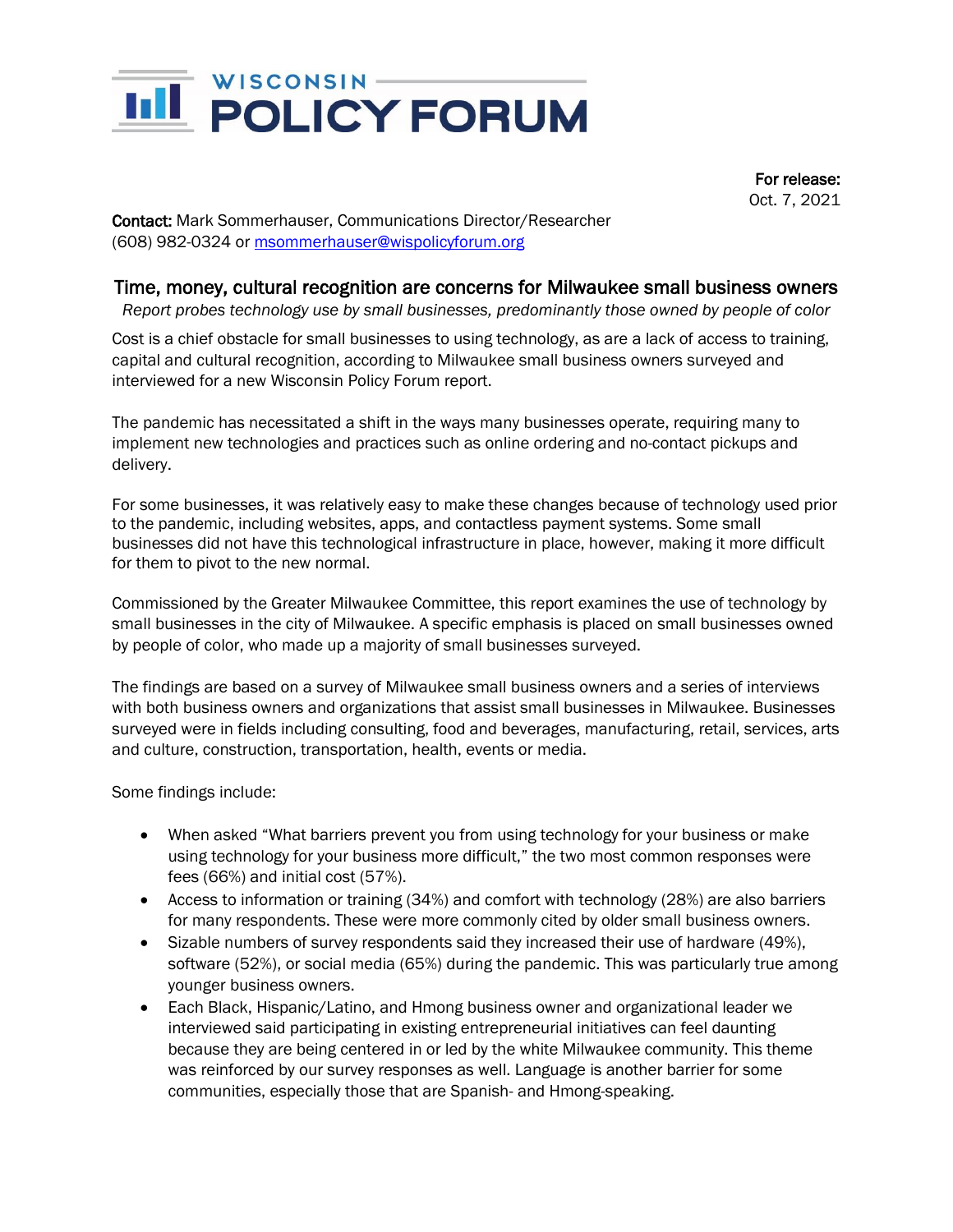# WISCONSIN POLICY FORUM

**For release:**
Oct. 7, 2021

**Contact:** Mark Sommerhauser, Communications Director/Researcher
(608) 982-0324 or msommerhauser@wispolicyforum.org

## Time, money, cultural recognition are concerns for Milwaukee small business owners

*Report probes technology use by small businesses, predominantly those owned by people of color*

Cost is a chief obstacle for small businesses to using technology, as are a lack of access to training, capital and cultural recognition, according to Milwaukee small business owners surveyed and interviewed for a new Wisconsin Policy Forum report.

The pandemic has necessitated a shift in the ways many businesses operate, requiring many to implement new technologies and practices such as online ordering and no-contact pickups and delivery.

For some businesses, it was relatively easy to make these changes because of technology used prior to the pandemic, including websites, apps, and contactless payment systems. Some small businesses did not have this technological infrastructure in place, however, making it more difficult for them to pivot to the new normal.

Commissioned by the Greater Milwaukee Committee, this report examines the use of technology by small businesses in the city of Milwaukee. A specific emphasis is placed on small businesses owned by people of color, who made up a majority of small businesses surveyed.

The findings are based on a survey of Milwaukee small business owners and a series of interviews with both business owners and organizations that assist small businesses in Milwaukee. Businesses surveyed were in fields including consulting, food and beverages, manufacturing, retail, services, arts and culture, construction, transportation, health, events or media.

Some findings include:

- When asked "What barriers prevent you from using technology for your business or make using technology for your business more difficult," the two most common responses were fees (66%) and initial cost (57%).
- Access to information or training (34%) and comfort with technology (28%) are also barriers for many respondents. These were more commonly cited by older small business owners.
- Sizable numbers of survey respondents said they increased their use of hardware (49%), software (52%), or social media (65%) during the pandemic. This was particularly true among younger business owners.
- Each Black, Hispanic/Latino, and Hmong business owner and organizational leader we interviewed said participating in existing entrepreneurial initiatives can feel daunting because they are being centered in or led by the white Milwaukee community. This theme was reinforced by our survey responses as well. Language is another barrier for some communities, especially those that are Spanish- and Hmong-speaking.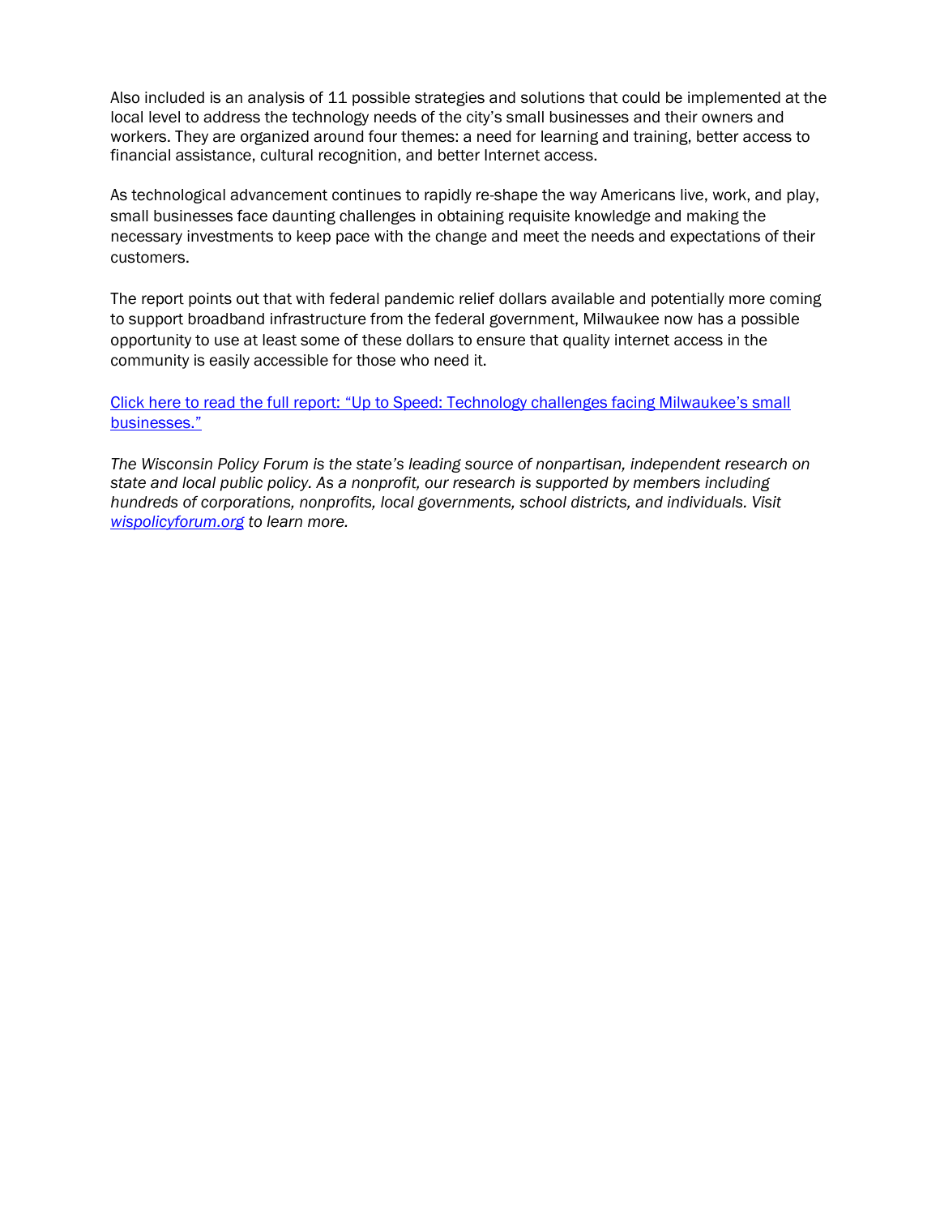Also included is an analysis of 11 possible strategies and solutions that could be implemented at the local level to address the technology needs of the city's small businesses and their owners and workers. They are organized around four themes: a need for learning and training, better access to financial assistance, cultural recognition, and better Internet access.

As technological advancement continues to rapidly re-shape the way Americans live, work, and play, small businesses face daunting challenges in obtaining requisite knowledge and making the necessary investments to keep pace with the change and meet the needs and expectations of their customers.

The report points out that with federal pandemic relief dollars available and potentially more coming to support broadband infrastructure from the federal government, Milwaukee now has a possible opportunity to use at least some of these dollars to ensure that quality internet access in the community is easily accessible for those who need it.

Click here to read the full report: "Up to Speed: Technology challenges facing Milwaukee's small businesses."

*The Wisconsin Policy Forum is the state's leading source of nonpartisan, independent research on state and local public policy. As a nonprofit, our research is supported by members including hundreds of corporations, nonprofits, local governments, school districts, and individuals. Visit wispolicyforum.org to learn more.*